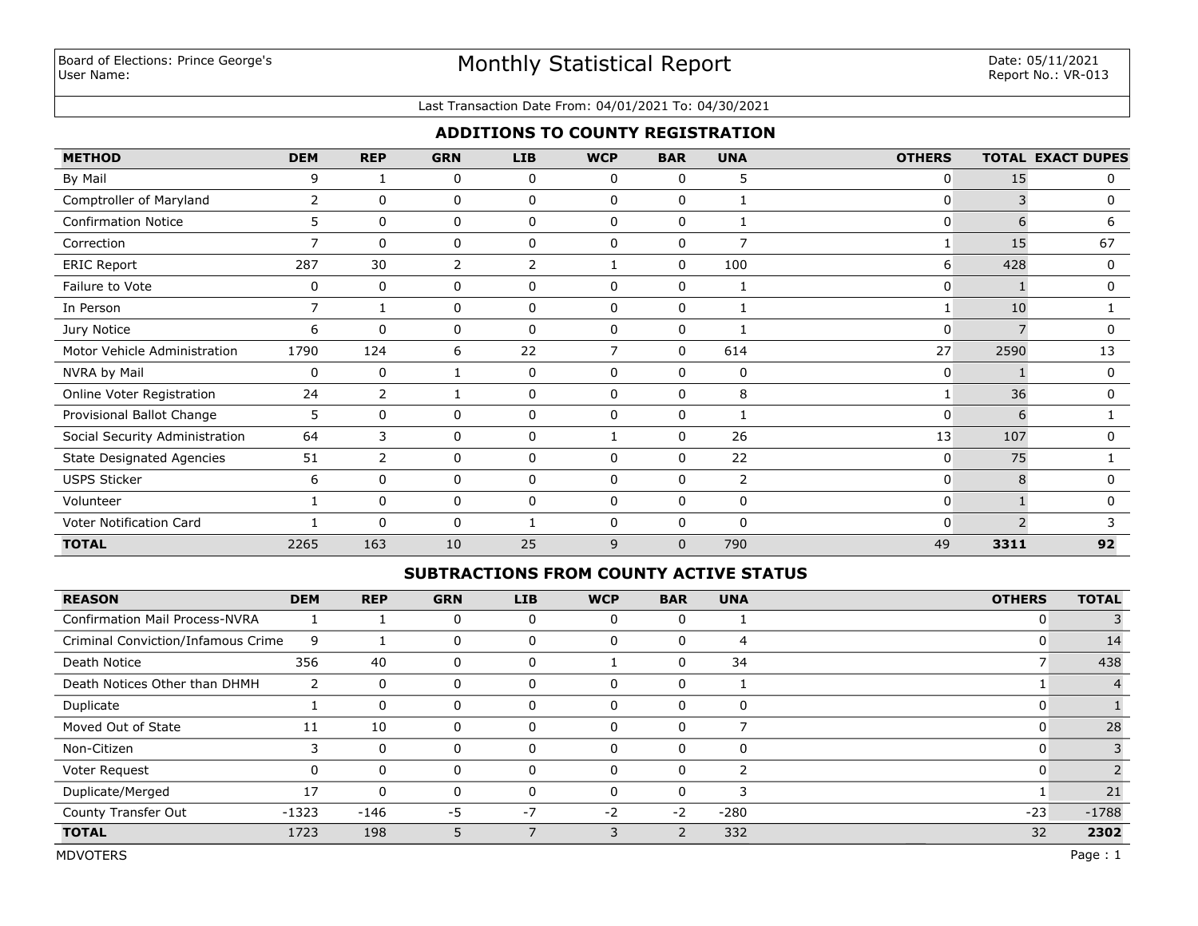Board of Elections: Prince George's
User Name:

# Monthly Statistical Report

Date: 05/11/2021
Report No.: VR-013

Last Transaction Date From: 04/01/2021 To: 04/30/2021

## ADDITIONS TO COUNTY REGISTRATION

| METHOD | DEM | REP | GRN | LIB | WCP | BAR | UNA | OTHERS | TOTAL | EXACT DUPES |
|---|---|---|---|---|---|---|---|---|---|---|
| By Mail | 9 | 1 | 0 | 0 | 0 | 0 | 5 | 0 | 15 | 0 |
| Comptroller of Maryland | 2 | 0 | 0 | 0 | 0 | 0 | 1 | 0 | 3 | 0 |
| Confirmation Notice | 5 | 0 | 0 | 0 | 0 | 0 | 1 | 0 | 6 | 6 |
| Correction | 7 | 0 | 0 | 0 | 0 | 0 | 7 | 1 | 15 | 67 |
| ERIC Report | 287 | 30 | 2 | 2 | 1 | 0 | 100 | 6 | 428 | 0 |
| Failure to Vote | 0 | 0 | 0 | 0 | 0 | 0 | 1 | 0 | 1 | 0 |
| In Person | 7 | 1 | 0 | 0 | 0 | 0 | 1 | 1 | 10 | 1 |
| Jury Notice | 6 | 0 | 0 | 0 | 0 | 0 | 1 | 0 | 7 | 0 |
| Motor Vehicle Administration | 1790 | 124 | 6 | 22 | 7 | 0 | 614 | 27 | 2590 | 13 |
| NVRA by Mail | 0 | 0 | 1 | 0 | 0 | 0 | 0 | 0 | 1 | 0 |
| Online Voter Registration | 24 | 2 | 1 | 0 | 0 | 0 | 8 | 1 | 36 | 0 |
| Provisional Ballot Change | 5 | 0 | 0 | 0 | 0 | 0 | 1 | 0 | 6 | 1 |
| Social Security Administration | 64 | 3 | 0 | 0 | 1 | 0 | 26 | 13 | 107 | 0 |
| State Designated Agencies | 51 | 2 | 0 | 0 | 0 | 0 | 22 | 0 | 75 | 1 |
| USPS Sticker | 6 | 0 | 0 | 0 | 0 | 0 | 2 | 0 | 8 | 0 |
| Volunteer | 1 | 0 | 0 | 0 | 0 | 0 | 0 | 0 | 1 | 0 |
| Voter Notification Card | 1 | 0 | 0 | 1 | 0 | 0 | 0 | 0 | 2 | 3 |
| **TOTAL** | 2265 | 163 | 10 | 25 | 9 | 0 | 790 | 49 | **3311** | **92** |

## SUBTRACTIONS FROM COUNTY ACTIVE STATUS

| REASON | DEM | REP | GRN | LIB | WCP | BAR | UNA | OTHERS | TOTAL |
|---|---|---|---|---|---|---|---|---|---|
| Confirmation Mail Process-NVRA | 1 | 1 | 0 | 0 | 0 | 0 | 1 | 0 | 3 |
| Criminal Conviction/Infamous Crime | 9 | 1 | 0 | 0 | 0 | 0 | 4 | 0 | 14 |
| Death Notice | 356 | 40 | 0 | 0 | 1 | 0 | 34 | 7 | 438 |
| Death Notices Other than DHMH | 2 | 0 | 0 | 0 | 0 | 0 | 1 | 1 | 4 |
| Duplicate | 1 | 0 | 0 | 0 | 0 | 0 | 0 | 0 | 1 |
| Moved Out of State | 11 | 10 | 0 | 0 | 0 | 0 | 7 | 0 | 28 |
| Non-Citizen | 3 | 0 | 0 | 0 | 0 | 0 | 0 | 0 | 3 |
| Voter Request | 0 | 0 | 0 | 0 | 0 | 0 | 2 | 0 | 2 |
| Duplicate/Merged | 17 | 0 | 0 | 0 | 0 | 0 | 3 | 1 | 21 |
| County Transfer Out | -1323 | -146 | -5 | -7 | -2 | -2 | -280 | -23 | -1788 |
| **TOTAL** | 1723 | 198 | 5 | 7 | 3 | 2 | 332 | 32 | **2302** |

MDVOTERS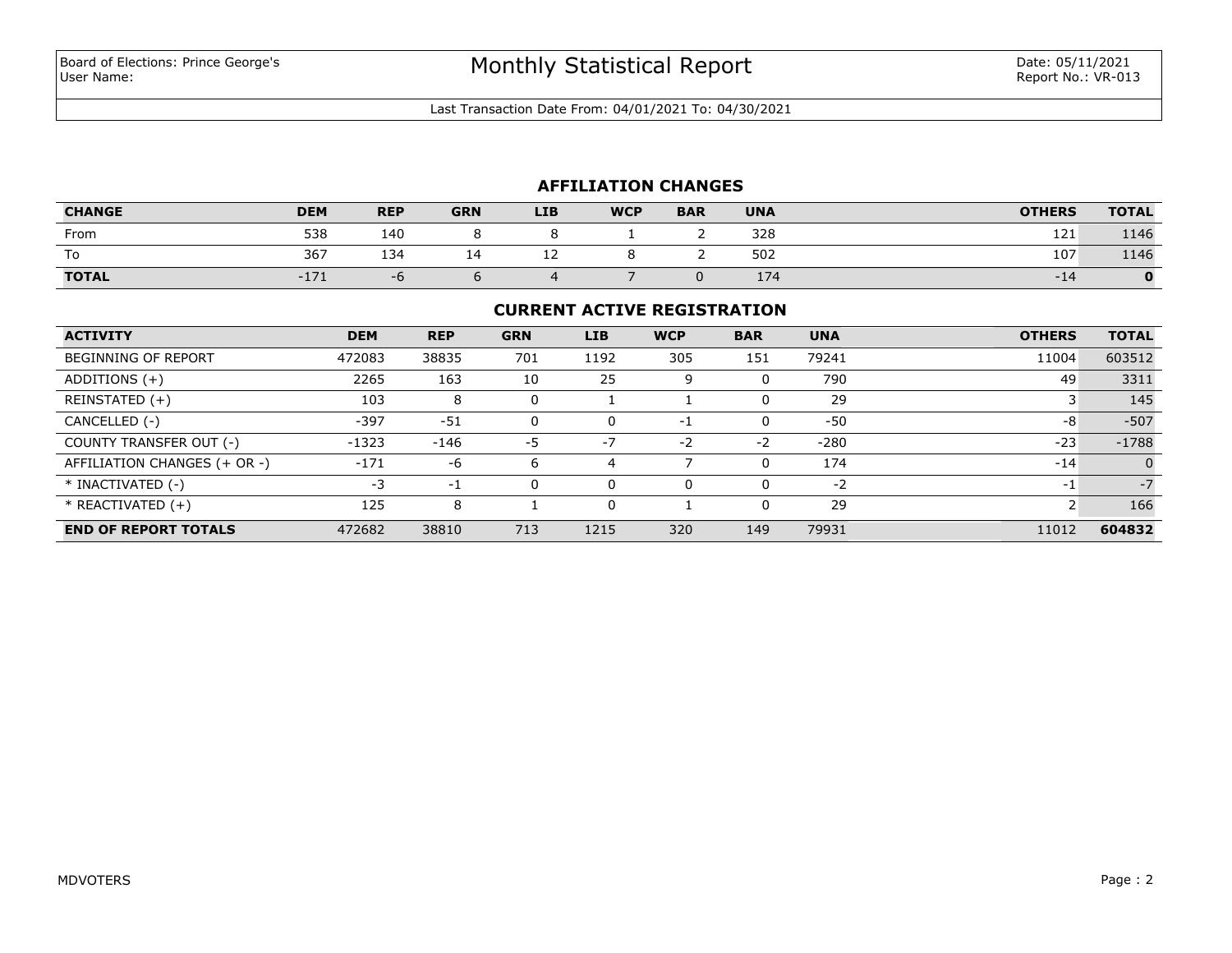Board of Elections: Prince George's
User Name:

# Monthly Statistical Report

Date: 05/11/2021
Report No.: VR-013

Last Transaction Date From: 04/01/2021 To: 04/30/2021

## AFFILIATION CHANGES

| CHANGE | DEM | REP | GRN | LIB | WCP | BAR | UNA | OTHERS | TOTAL |
|---|---|---|---|---|---|---|---|---|---|
| From | 538 | 140 | 8 | 8 | 1 | 2 | 328 | 121 | 1146 |
| To | 367 | 134 | 14 | 12 | 8 | 2 | 502 | 107 | 1146 |
| **TOTAL** | -171 | -6 | 6 | 4 | 7 | 0 | 174 | -14 | **0** |

## CURRENT ACTIVE REGISTRATION

| ACTIVITY | DEM | REP | GRN | LIB | WCP | BAR | UNA | OTHERS | TOTAL |
|---|---|---|---|---|---|---|---|---|---|
| BEGINNING OF REPORT | 472083 | 38835 | 701 | 1192 | 305 | 151 | 79241 | 11004 | 603512 |
| ADDITIONS (+) | 2265 | 163 | 10 | 25 | 9 | 0 | 790 | 49 | 3311 |
| REINSTATED (+) | 103 | 8 | 0 | 1 | 1 | 0 | 29 | 3 | 145 |
| CANCELLED (-) | -397 | -51 | 0 | 0 | -1 | 0 | -50 | -8 | -507 |
| COUNTY TRANSFER OUT (-) | -1323 | -146 | -5 | -7 | -2 | -2 | -280 | -23 | -1788 |
| AFFILIATION CHANGES (+ OR -) | -171 | -6 | 6 | 4 | 7 | 0 | 174 | -14 | 0 |
| * INACTIVATED (-) | -3 | -1 | 0 | 0 | 0 | 0 | -2 | -1 | -7 |
| * REACTIVATED (+) | 125 | 8 | 1 | 0 | 1 | 0 | 29 | 2 | 166 |
| **END OF REPORT TOTALS** | 472682 | 38810 | 713 | 1215 | 320 | 149 | 79931 | 11012 | **604832** |

MDVOTERS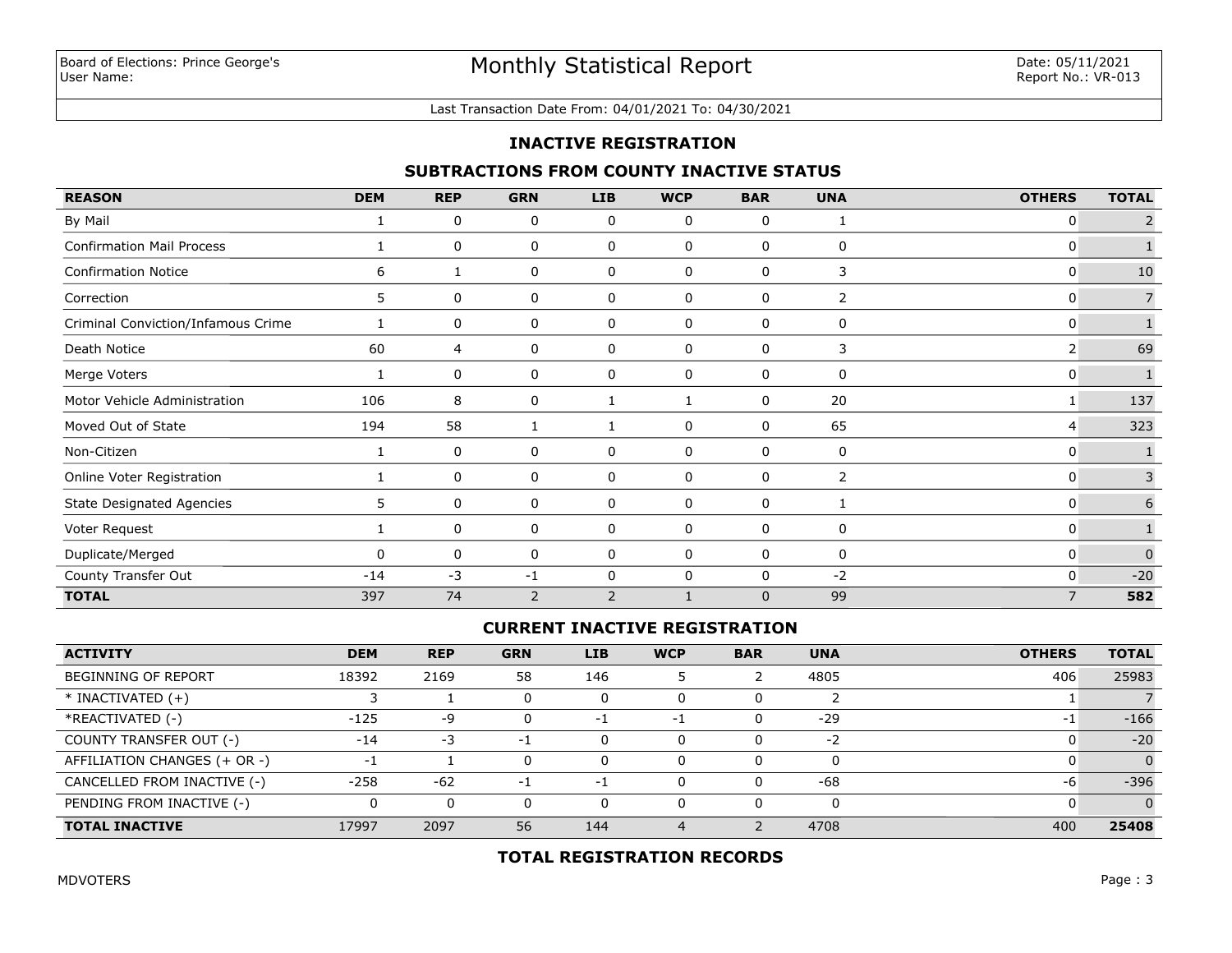Board of Elections: Prince George's
User Name:

# Monthly Statistical Report

Date: 05/11/2021
Report No.: VR-013

Last Transaction Date From: 04/01/2021 To: 04/30/2021

## INACTIVE REGISTRATION

### SUBTRACTIONS FROM COUNTY INACTIVE STATUS

| REASON | DEM | REP | GRN | LIB | WCP | BAR | UNA | OTHERS | TOTAL |
|---|---|---|---|---|---|---|---|---|---|
| By Mail | 1 | 0 | 0 | 0 | 0 | 0 | 1 | 0 | 2 |
| Confirmation Mail Process | 1 | 0 | 0 | 0 | 0 | 0 | 0 | 0 | 1 |
| Confirmation Notice | 6 | 1 | 0 | 0 | 0 | 0 | 3 | 0 | 10 |
| Correction | 5 | 0 | 0 | 0 | 0 | 0 | 2 | 0 | 7 |
| Criminal Conviction/Infamous Crime | 1 | 0 | 0 | 0 | 0 | 0 | 0 | 0 | 1 |
| Death Notice | 60 | 4 | 0 | 0 | 0 | 0 | 3 | 2 | 69 |
| Merge Voters | 1 | 0 | 0 | 0 | 0 | 0 | 0 | 0 | 1 |
| Motor Vehicle Administration | 106 | 8 | 0 | 1 | 1 | 0 | 20 | 1 | 137 |
| Moved Out of State | 194 | 58 | 1 | 1 | 0 | 0 | 65 | 4 | 323 |
| Non-Citizen | 1 | 0 | 0 | 0 | 0 | 0 | 0 | 0 | 1 |
| Online Voter Registration | 1 | 0 | 0 | 0 | 0 | 0 | 2 | 0 | 3 |
| State Designated Agencies | 5 | 0 | 0 | 0 | 0 | 0 | 1 | 0 | 6 |
| Voter Request | 1 | 0 | 0 | 0 | 0 | 0 | 0 | 0 | 1 |
| Duplicate/Merged | 0 | 0 | 0 | 0 | 0 | 0 | 0 | 0 | 0 |
| County Transfer Out | -14 | -3 | -1 | 0 | 0 | 0 | -2 | 0 | -20 |
| **TOTAL** | 397 | 74 | 2 | 2 | 1 | 0 | 99 | 7 | **582** |

### CURRENT INACTIVE REGISTRATION

| ACTIVITY | DEM | REP | GRN | LIB | WCP | BAR | UNA | OTHERS | TOTAL |
|---|---|---|---|---|---|---|---|---|---|
| BEGINNING OF REPORT | 18392 | 2169 | 58 | 146 | 5 | 2 | 4805 | 406 | 25983 |
| * INACTIVATED (+) | 3 | 1 | 0 | 0 | 0 | 0 | 2 | 1 | 7 |
| *REACTIVATED (-) | -125 | -9 | 0 | -1 | -1 | 0 | -29 | -1 | -166 |
| COUNTY TRANSFER OUT (-) | -14 | -3 | -1 | 0 | 0 | 0 | -2 | 0 | -20 |
| AFFILIATION CHANGES (+ OR -) | -1 | 1 | 0 | 0 | 0 | 0 | 0 | 0 | 0 |
| CANCELLED FROM INACTIVE (-) | -258 | -62 | -1 | -1 | 0 | 0 | -68 | -6 | -396 |
| PENDING FROM INACTIVE (-) | 0 | 0 | 0 | 0 | 0 | 0 | 0 | 0 | 0 |
| **TOTAL INACTIVE** | 17997 | 2097 | 56 | 144 | 4 | 2 | 4708 | 400 | **25408** |

### TOTAL REGISTRATION RECORDS

MDVOTERS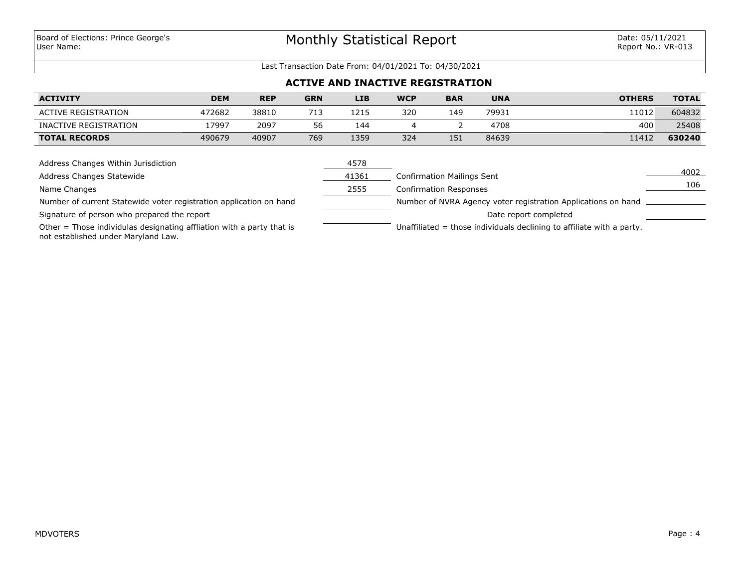Board of Elections: Prince George's
User Name:

# Monthly Statistical Report

Date: 05/11/2021
Report No.: VR-013

Last Transaction Date From: 04/01/2021 To: 04/30/2021

## ACTIVE AND INACTIVE REGISTRATION

| ACTIVITY | DEM | REP | GRN | LIB | WCP | BAR | UNA | OTHERS | TOTAL |
|---|---|---|---|---|---|---|---|---|---|
| ACTIVE REGISTRATION | 472682 | 38810 | 713 | 1215 | 320 | 149 | 79931 | 11012 | 604832 |
| INACTIVE REGISTRATION | 17997 | 2097 | 56 | 144 | 4 | 2 | 4708 | 400 | 25408 |
| **TOTAL RECORDS** | 490679 | 40907 | 769 | 1359 | 324 | 151 | 84639 | 11412 | **630240** |

| | | | |
|---|---|---|---|
| Address Changes Within Jurisdiction | 4578 | | |
| Address Changes Statewide | 41361 | Confirmation Mailings Sent | 4002 |
| Name Changes | 2555 | Confirmation Responses | 106 |
| Number of current Statewide voter registration application on hand | | Number of NVRA Agency voter registration Applications on hand | |
| Signature of person who prepared the report | | Date report completed | |

Other = Those individulas designating affliation with a party that is not established under Maryland Law.

Unaffiliated = those individuals declining to affiliate with a party.

MDVOTERS